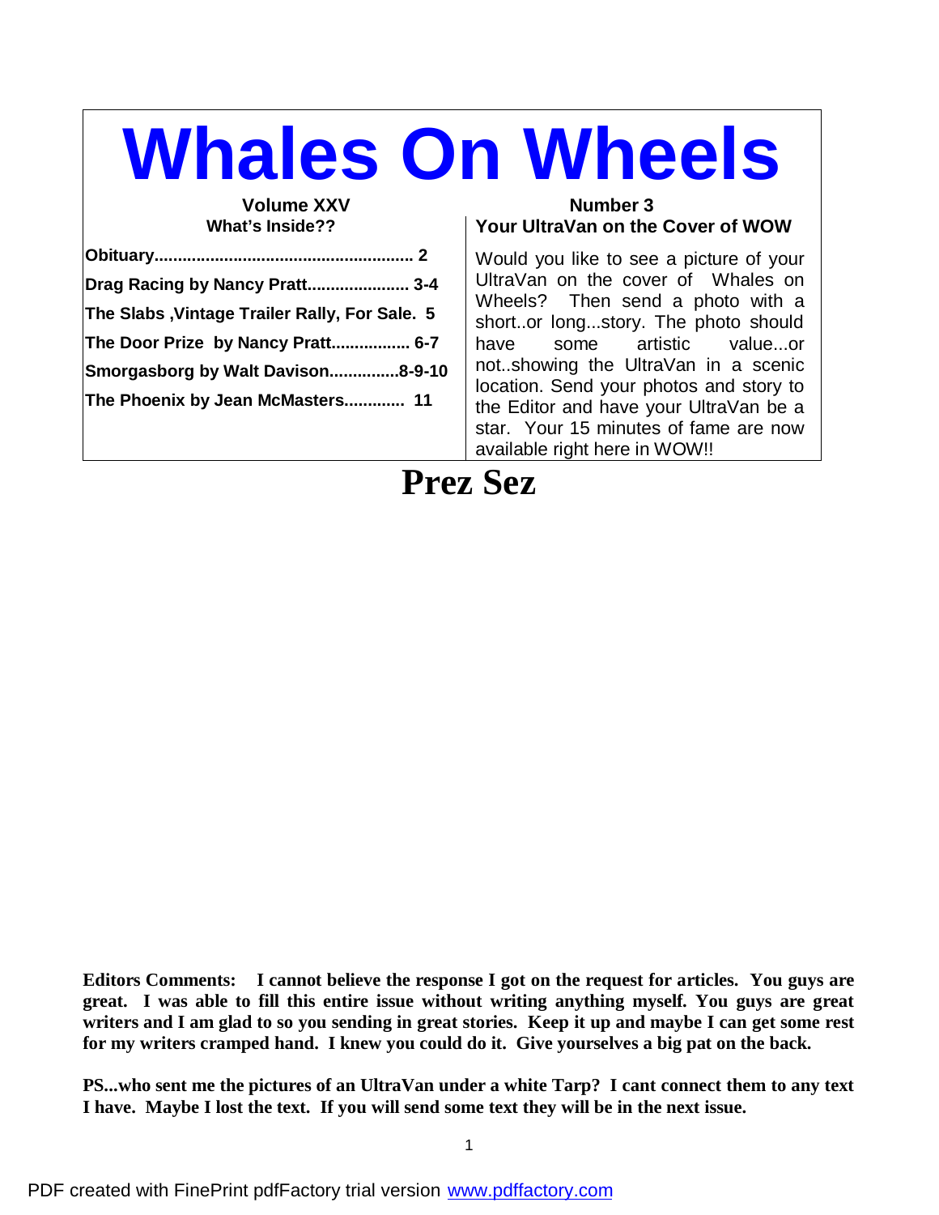# Whales On Wheels

**Volume XXV** **Number 3**

**What's Inside??**

**Obituary....................................................... 2**

**Drag Racing by Nancy Pratt...................... 3-4**

**The Slabs ,Vintage Trailer Rally, For Sale. 5**

**The Door Prize by Nancy Pratt................. 6-7**

**Smorgasborg by Walt Davison...............8-9-10**

**The Phoenix by Jean McMasters............. 11**

**Your UltraVan on the Cover of WOW**

Would you like to see a picture of your UltraVan on the cover of Whales on Wheels? Then send a photo with a short..or long...story. The photo should have some artistic value...or not..showing the UltraVan in a scenic location. Send your photos and story to the Editor and have your UltraVan be a star. Your 15 minutes of fame are now available right here in WOW!!

## Prez Sez

**Editors Comments: I cannot believe the response I got on the request for articles. You guys are great. I was able to fill this entire issue without writing anything myself. You guys are great writers and I am glad to so you sending in great stories. Keep it up and maybe I can get some rest for my writers cramped hand. I knew you could do it. Give yourselves a big pat on the back.**

**PS...who sent me the pictures of an UltraVan under a white Tarp? I cant connect them to any text I have. Maybe I lost the text. If you will send some text they will be in the next issue.**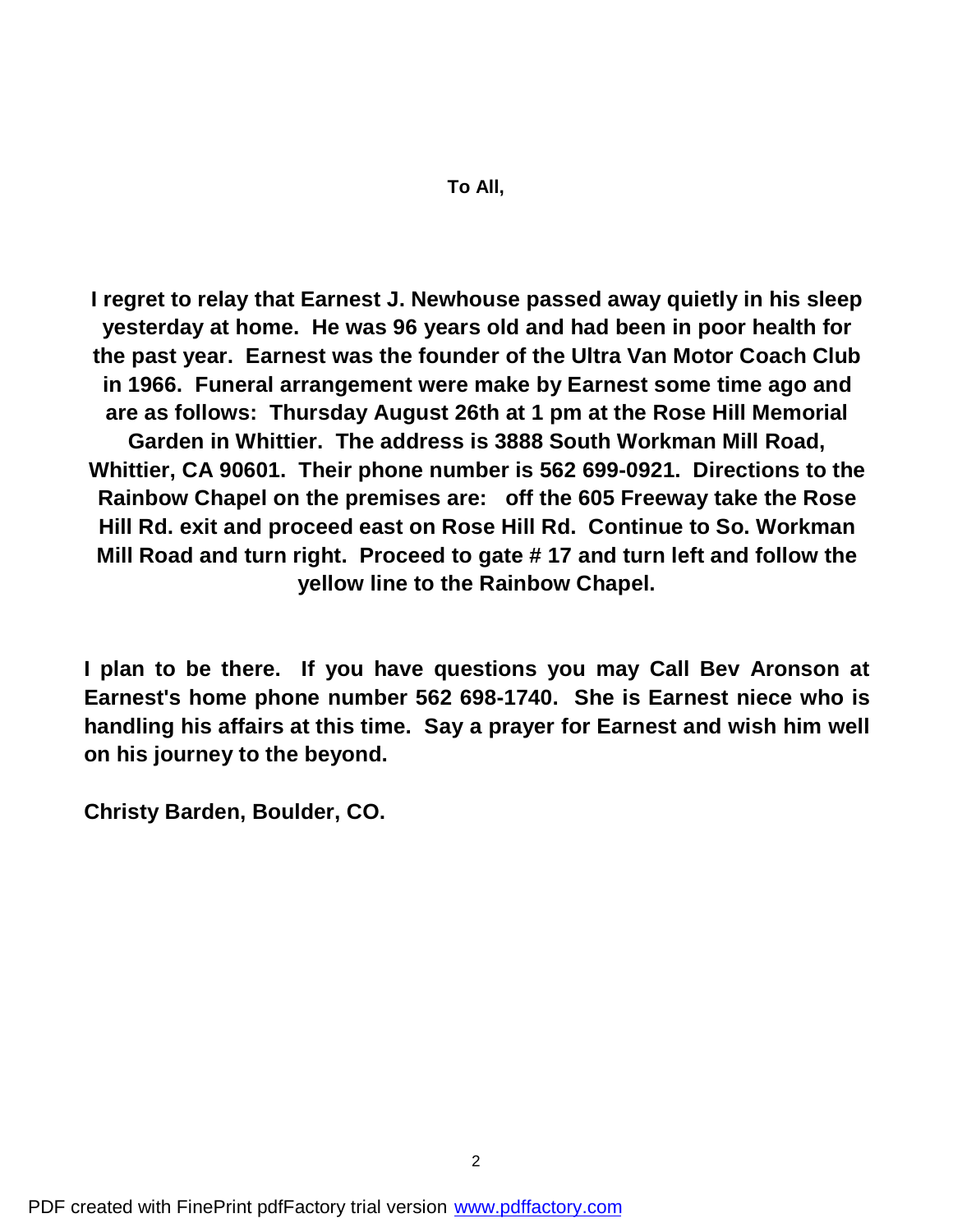**To All,**

**I regret to relay that Earnest J. Newhouse passed away quietly in his sleep yesterday at home. He was 96 years old and had been in poor health for the past year. Earnest was the founder of the Ultra Van Motor Coach Club in 1966. Funeral arrangement were make by Earnest some time ago and are as follows: Thursday August 26th at 1 pm at the Rose Hill Memorial Garden in Whittier. The address is 3888 South Workman Mill Road, Whittier, CA 90601. Their phone number is 562 699-0921. Directions to the Rainbow Chapel on the premises are: off the 605 Freeway take the Rose Hill Rd. exit and proceed east on Rose Hill Rd. Continue to So. Workman Mill Road and turn right. Proceed to gate # 17 and turn left and follow the yellow line to the Rainbow Chapel.**

**I plan to be there. If you have questions you may Call Bev Aronson at Earnest's home phone number 562 698-1740. She is Earnest niece who is handling his affairs at this time. Say a prayer for Earnest and wish him well on his journey to the beyond.**

**Christy Barden, Boulder, CO.**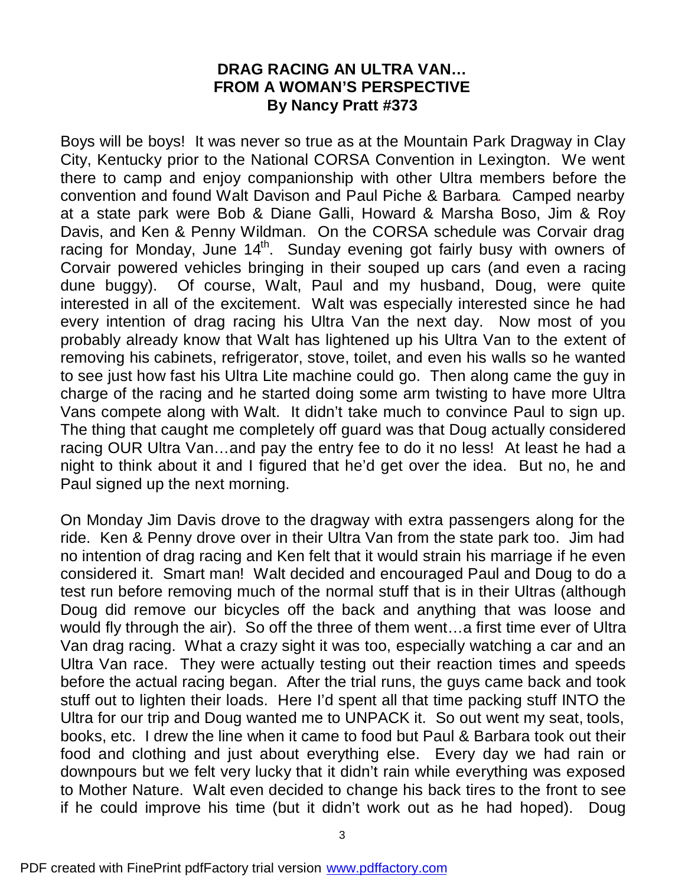**DRAG RACING AN ULTRA VAN…**
**FROM A WOMAN'S PERSPECTIVE**
**By Nancy Pratt #373**

Boys will be boys! It was never so true as at the Mountain Park Dragway in Clay City, Kentucky prior to the National CORSA Convention in Lexington. We went there to camp and enjoy companionship with other Ultra members before the convention and found Walt Davison and Paul Piche & Barbara. Camped nearby at a state park were Bob & Diane Galli, Howard & Marsha Boso, Jim & Roy Davis, and Ken & Penny Wildman. On the CORSA schedule was Corvair drag racing for Monday, June 14th. Sunday evening got fairly busy with owners of Corvair powered vehicles bringing in their souped up cars (and even a racing dune buggy). Of course, Walt, Paul and my husband, Doug, were quite interested in all of the excitement. Walt was especially interested since he had every intention of drag racing his Ultra Van the next day. Now most of you probably already know that Walt has lightened up his Ultra Van to the extent of removing his cabinets, refrigerator, stove, toilet, and even his walls so he wanted to see just how fast his Ultra Lite machine could go. Then along came the guy in charge of the racing and he started doing some arm twisting to have more Ultra Vans compete along with Walt. It didn't take much to convince Paul to sign up. The thing that caught me completely off guard was that Doug actually considered racing OUR Ultra Van…and pay the entry fee to do it no less! At least he had a night to think about it and I figured that he'd get over the idea. But no, he and Paul signed up the next morning.

On Monday Jim Davis drove to the dragway with extra passengers along for the ride. Ken & Penny drove over in their Ultra Van from the state park too. Jim had no intention of drag racing and Ken felt that it would strain his marriage if he even considered it. Smart man! Walt decided and encouraged Paul and Doug to do a test run before removing much of the normal stuff that is in their Ultras (although Doug did remove our bicycles off the back and anything that was loose and would fly through the air). So off the three of them went…a first time ever of Ultra Van drag racing. What a crazy sight it was too, especially watching a car and an Ultra Van race. They were actually testing out their reaction times and speeds before the actual racing began. After the trial runs, the guys came back and took stuff out to lighten their loads. Here I'd spent all that time packing stuff INTO the Ultra for our trip and Doug wanted me to UNPACK it. So out went my seat, tools, books, etc. I drew the line when it came to food but Paul & Barbara took out their food and clothing and just about everything else. Every day we had rain or downpours but we felt very lucky that it didn't rain while everything was exposed to Mother Nature. Walt even decided to change his back tires to the front to see if he could improve his time (but it didn't work out as he had hoped). Doug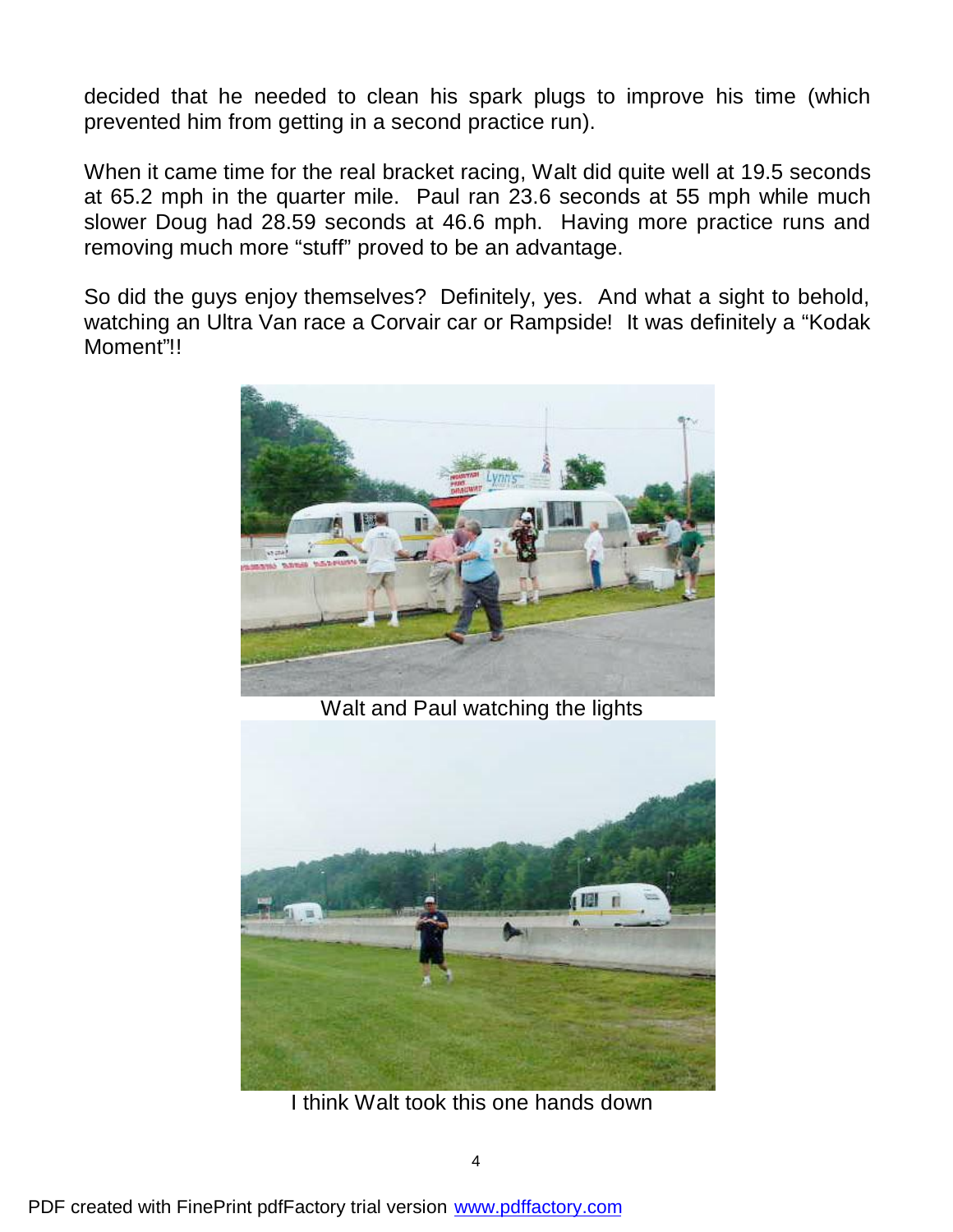decided that he needed to clean his spark plugs to improve his time (which prevented him from getting in a second practice run).

When it came time for the real bracket racing, Walt did quite well at 19.5 seconds at 65.2 mph in the quarter mile. Paul ran 23.6 seconds at 55 mph while much slower Doug had 28.59 seconds at 46.6 mph. Having more practice runs and removing much more "stuff" proved to be an advantage.

So did the guys enjoy themselves? Definitely, yes. And what a sight to behold, watching an Ultra Van race a Corvair car or Rampside! It was definitely a "Kodak Moment"!!

Walt and Paul watching the lights

I think Walt took this one hands down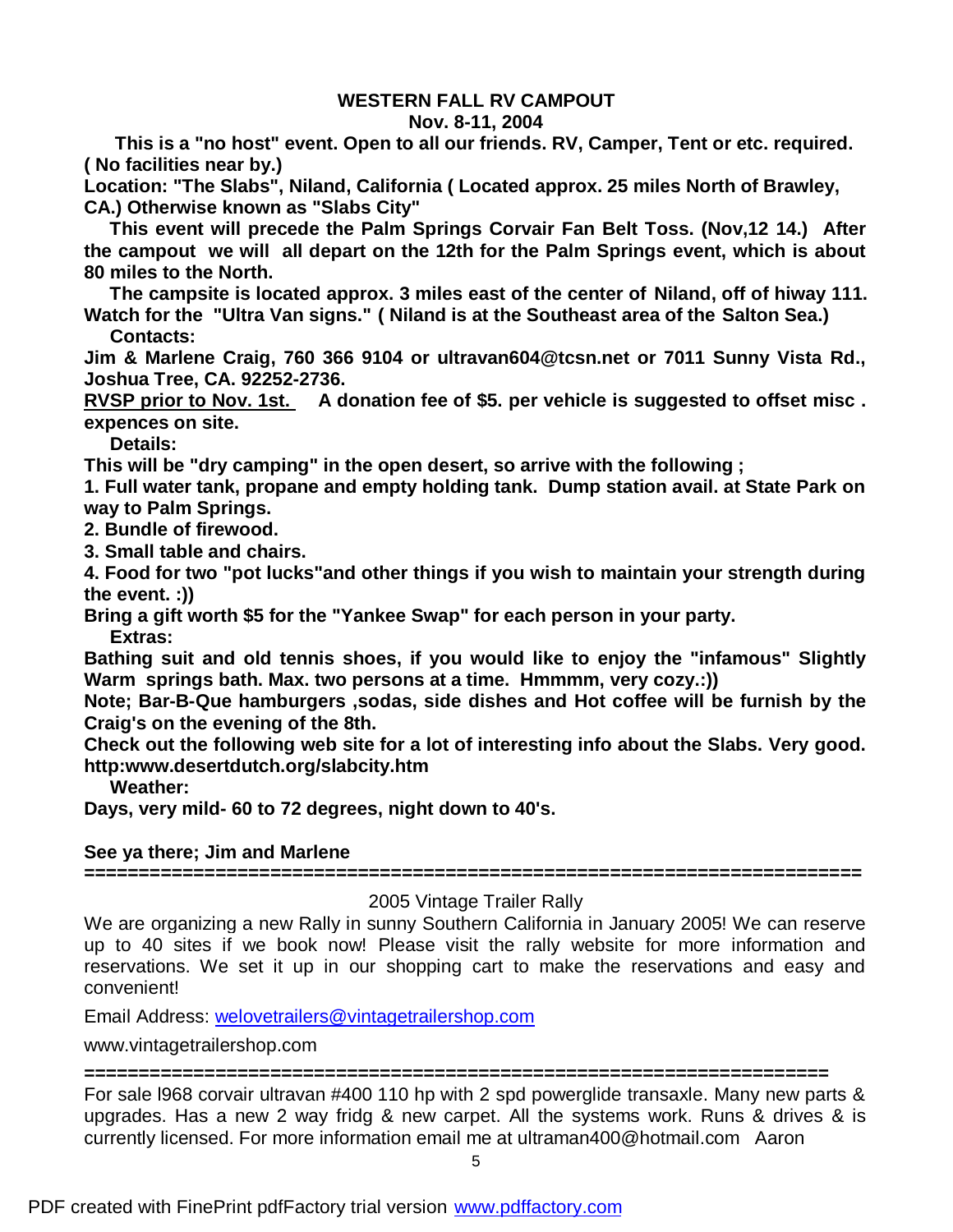## WESTERN FALL RV CAMPOUT

**Nov. 8-11, 2004**

**This is a "no host" event. Open to all our friends. RV, Camper, Tent or etc. required. ( No facilities near by.)**

**Location: "The Slabs", Niland, California ( Located approx. 25 miles North of Brawley, CA.) Otherwise known as "Slabs City"**

**This event will precede the Palm Springs Corvair Fan Belt Toss. (Nov,12 14.) After the campout we will all depart on the 12th for the Palm Springs event, which is about 80 miles to the North.**

**The campsite is located approx. 3 miles east of the center of Niland, off of hiway 111. Watch for the "Ultra Van signs." ( Niland is at the Southeast area of the Salton Sea.)**

**Contacts:**

**Jim & Marlene Craig, 760 366 9104 or ultravan604@tcsn.net or 7011 Sunny Vista Rd., Joshua Tree, CA. 92252-2736.**

**<u>RVSP prior to Nov. 1st.</u> A donation fee of $5. per vehicle is suggested to offset misc . expences on site.**

**Details:**

**This will be "dry camping" in the open desert, so arrive with the following ;**

**1. Full water tank, propane and empty holding tank. Dump station avail. at State Park on way to Palm Springs.**

**2. Bundle of firewood.**

**3. Small table and chairs.**

**4. Food for two "pot lucks"and other things if you wish to maintain your strength during the event. :))**

**Bring a gift worth $5 for the "Yankee Swap" for each person in your party.**

**Extras:**

**Bathing suit and old tennis shoes, if you would like to enjoy the "infamous" Slightly Warm springs bath. Max. two persons at a time. Hmmmm, very cozy.:))**

**Note; Bar-B-Que hamburgers ,sodas, side dishes and Hot coffee will be furnish by the Craig's on the evening of the 8th.**

**Check out the following web site for a lot of interesting info about the Slabs. Very good. http:www.desertdutch.org/slabcity.htm**

**Weather:**

**Days, very mild- 60 to 72 degrees, night down to 40's.**

**See ya there; Jim and Marlene**

---

2005 Vintage Trailer Rally

We are organizing a new Rally in sunny Southern California in January 2005! We can reserve up to 40 sites if we book now! Please visit the rally website for more information and reservations. We set it up in our shopping cart to make the reservations and easy and convenient!

Email Address: welovetrailers@vintagetrailershop.com

www.vintagetrailershop.com

---

For sale l968 corvair ultravan #400 110 hp with 2 spd powerglide transaxle. Many new parts & upgrades. Has a new 2 way fridg & new carpet. All the systems work. Runs & drives & is currently licensed. For more information email me at ultraman400@hotmail.com Aaron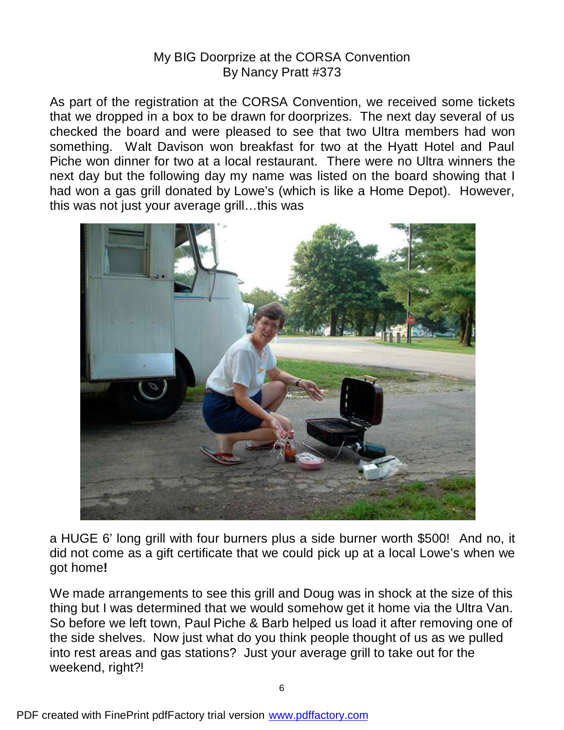# My BIG Doorprize at the CORSA Convention

By Nancy Pratt #373

As part of the registration at the CORSA Convention, we received some tickets that we dropped in a box to be drawn for doorprizes. The next day several of us checked the board and were pleased to see that two Ultra members had won something. Walt Davison won breakfast for two at the Hyatt Hotel and Paul Piche won dinner for two at a local restaurant. There were no Ultra winners the next day but the following day my name was listed on the board showing that I had won a gas grill donated by Lowe's (which is like a Home Depot). However, this was not just your average grill…this was

a HUGE 6' long grill with four burners plus a side burner worth $500! And no, it did not come as a gift certificate that we could pick up at a local Lowe's when we got home**!**

We made arrangements to see this grill and Doug was in shock at the size of this thing but I was determined that we would somehow get it home via the Ultra Van. So before we left town, Paul Piche & Barb helped us load it after removing one of the side shelves. Now just what do you think people thought of us as we pulled into rest areas and gas stations? Just your average grill to take out for the weekend, right?!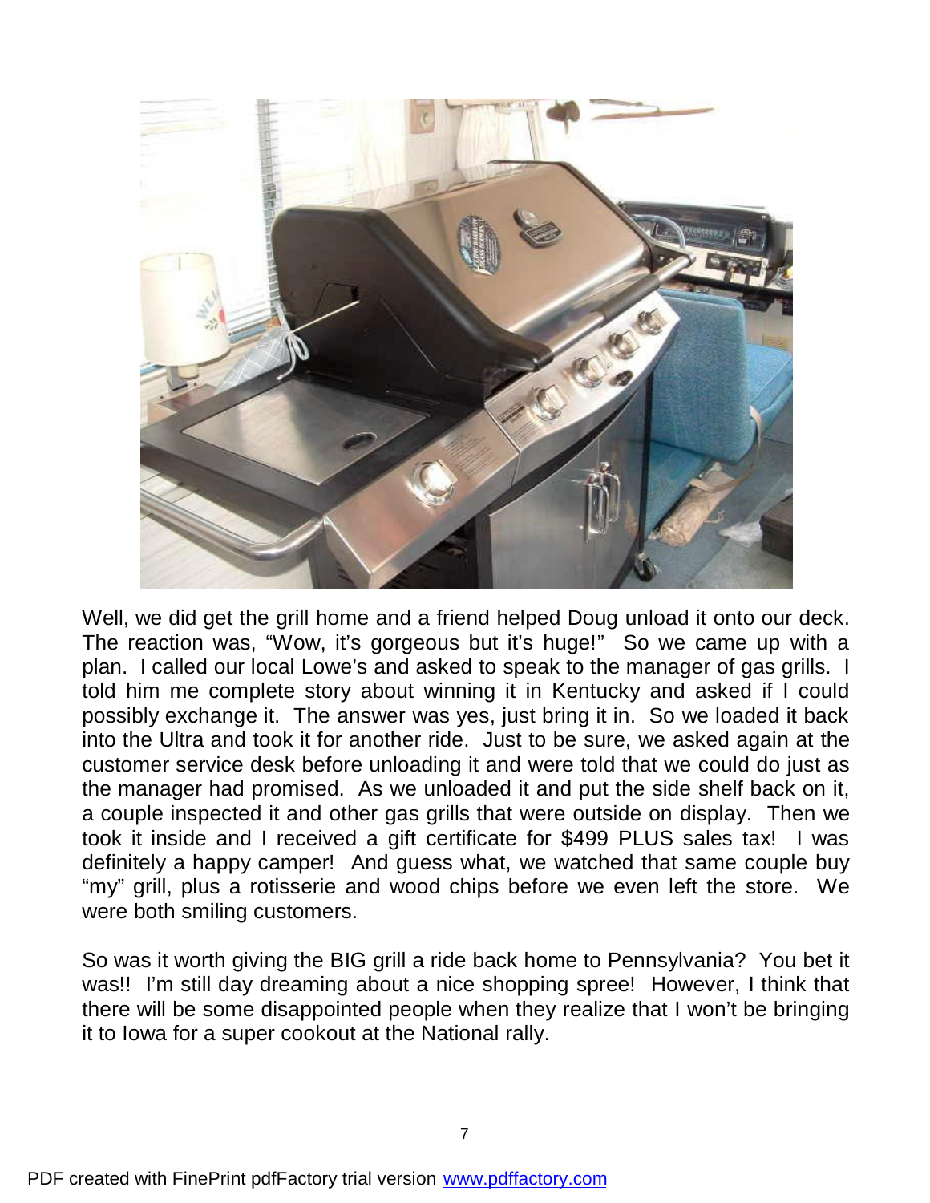Well, we did get the grill home and a friend helped Doug unload it onto our deck. The reaction was, "Wow, it's gorgeous but it's huge!" So we came up with a plan. I called our local Lowe's and asked to speak to the manager of gas grills. I told him me complete story about winning it in Kentucky and asked if I could possibly exchange it. The answer was yes, just bring it in. So we loaded it back into the Ultra and took it for another ride. Just to be sure, we asked again at the customer service desk before unloading it and were told that we could do just as the manager had promised. As we unloaded it and put the side shelf back on it, a couple inspected it and other gas grills that were outside on display. Then we took it inside and I received a gift certificate for $499 PLUS sales tax! I was definitely a happy camper! And guess what, we watched that same couple buy "my" grill, plus a rotisserie and wood chips before we even left the store. We were both smiling customers.

So was it worth giving the BIG grill a ride back home to Pennsylvania? You bet it was!! I'm still day dreaming about a nice shopping spree! However, I think that there will be some disappointed people when they realize that I won't be bringing it to Iowa for a super cookout at the National rally.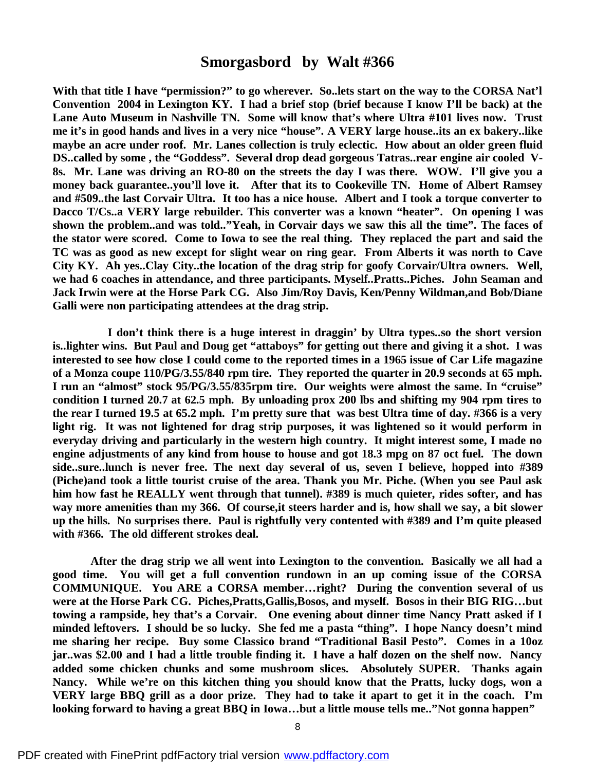## Smorgasbord by Walt #366

**With that title I have "permission?" to go wherever. So..lets start on the way to the CORSA Nat'l Convention 2004 in Lexington KY. I had a brief stop (brief because I know I'll be back) at the Lane Auto Museum in Nashville TN. Some will know that's where Ultra #101 lives now. Trust me it's in good hands and lives in a very nice "house". A VERY large house..its an ex bakery..like maybe an acre under roof. Mr. Lanes collection is truly eclectic. How about an older green fluid DS..called by some , the "Goddess". Several drop dead gorgeous Tatras..rear engine air cooled V-8s. Mr. Lane was driving an RO-80 on the streets the day I was there. WOW. I'll give you a money back guarantee..you'll love it. After that its to Cookeville TN. Home of Albert Ramsey and #509..the last Corvair Ultra. It too has a nice house. Albert and I took a torque converter to Dacco T/Cs..a VERY large rebuilder. This converter was a known "heater". On opening I was shown the problem..and was told.."Yeah, in Corvair days we saw this all the time". The faces of the stator were scored. Come to Iowa to see the real thing. They replaced the part and said the TC was as good as new except for slight wear on ring gear. From Alberts it was north to Cave City KY. Ah yes..Clay City..the location of the drag strip for goofy Corvair/Ultra owners. Well, we had 6 coaches in attendance, and three participants. Myself..Pratts..Piches. John Seaman and Jack Irwin were at the Horse Park CG. Also Jim/Roy Davis, Ken/Penny Wildman,and Bob/Diane Galli were non participating attendees at the drag strip.**

**I don't think there is a huge interest in draggin' by Ultra types..so the short version is..lighter wins. But Paul and Doug get "attaboys" for getting out there and giving it a shot. I was interested to see how close I could come to the reported times in a 1965 issue of Car Life magazine of a Monza coupe 110/PG/3.55/840 rpm tire. They reported the quarter in 20.9 seconds at 65 mph. I run an "almost" stock 95/PG/3.55/835rpm tire. Our weights were almost the same. In "cruise" condition I turned 20.7 at 62.5 mph. By unloading prox 200 lbs and shifting my 904 rpm tires to the rear I turned 19.5 at 65.2 mph. I'm pretty sure that was best Ultra time of day. #366 is a very light rig. It was not lightened for drag strip purposes, it was lightened so it would perform in everyday driving and particularly in the western high country. It might interest some, I made no engine adjustments of any kind from house to house and got 18.3 mpg on 87 oct fuel. The down side..sure..lunch is never free. The next day several of us, seven I believe, hopped into #389 (Piche)and took a little tourist cruise of the area. Thank you Mr. Piche. (When you see Paul ask him how fast he REALLY went through that tunnel). #389 is much quieter, rides softer, and has way more amenities than my 366. Of course,it steers harder and is, how shall we say, a bit slower up the hills. No surprises there. Paul is rightfully very contented with #389 and I'm quite pleased with #366. The old different strokes deal.**

**After the drag strip we all went into Lexington to the convention. Basically we all had a good time. You will get a full convention rundown in an up coming issue of the CORSA COMMUNIQUE. You ARE a CORSA member…right? During the convention several of us were at the Horse Park CG. Piches,Pratts,Gallis,Bosos, and myself. Bosos in their BIG RIG…but towing a rampside, hey that's a Corvair. One evening about dinner time Nancy Pratt asked if I minded leftovers. I should be so lucky. She fed me a pasta "thing". I hope Nancy doesn't mind me sharing her recipe. Buy some Classico brand "Traditional Basil Pesto". Comes in a 10oz jar..was $2.00 and I had a little trouble finding it. I have a half dozen on the shelf now. Nancy added some chicken chunks and some mushroom slices. Absolutely SUPER. Thanks again Nancy. While we're on this kitchen thing you should know that the Pratts, lucky dogs, won a VERY large BBQ grill as a door prize. They had to take it apart to get it in the coach. I'm looking forward to having a great BBQ in Iowa…but a little mouse tells me.."Not gonna happen"**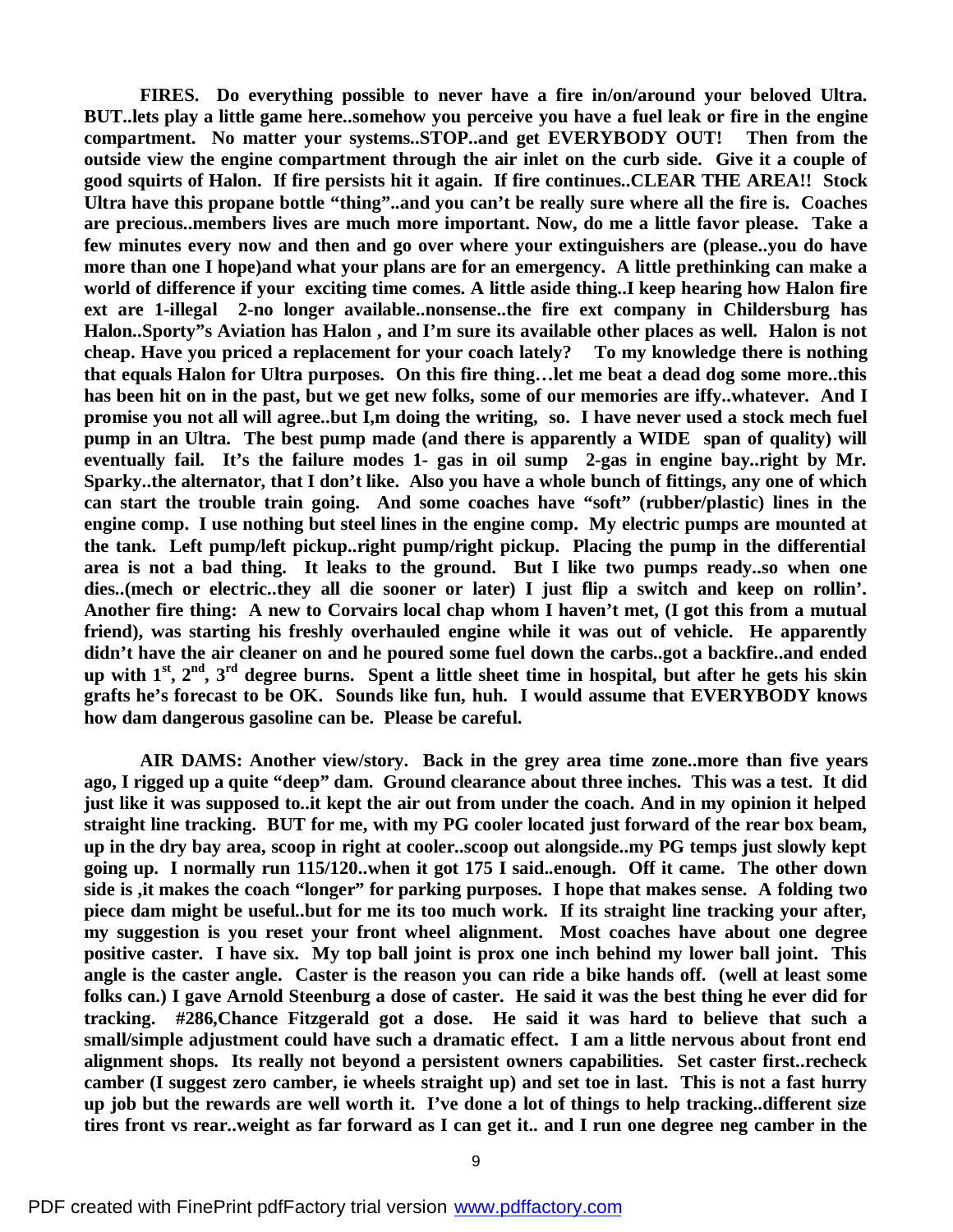**FIRES. Do everything possible to never have a fire in/on/around your beloved Ultra. BUT..lets play a little game here..somehow you perceive you have a fuel leak or fire in the engine compartment. No matter your systems..STOP..and get EVERYBODY OUT! Then from the outside view the engine compartment through the air inlet on the curb side. Give it a couple of good squirts of Halon. If fire persists hit it again. If fire continues..CLEAR THE AREA!! Stock Ultra have this propane bottle "thing"..and you can't be really sure where all the fire is. Coaches are precious..members lives are much more important. Now, do me a little favor please. Take a few minutes every now and then and go over where your extinguishers are (please..you do have more than one I hope)and what your plans are for an emergency. A little prethinking can make a world of difference if your exciting time comes. A little aside thing..I keep hearing how Halon fire ext are 1-illegal 2-no longer available..nonsense..the fire ext company in Childersburg has Halon..Sporty"s Aviation has Halon , and I'm sure its available other places as well. Halon is not cheap. Have you priced a replacement for your coach lately? To my knowledge there is nothing that equals Halon for Ultra purposes. On this fire thing…let me beat a dead dog some more..this has been hit on in the past, but we get new folks, some of our memories are iffy..whatever. And I promise you not all will agree..but I,m doing the writing, so. I have never used a stock mech fuel pump in an Ultra. The best pump made (and there is apparently a WIDE span of quality) will eventually fail. It's the failure modes 1- gas in oil sump 2-gas in engine bay..right by Mr. Sparky..the alternator, that I don't like. Also you have a whole bunch of fittings, any one of which can start the trouble train going. And some coaches have "soft" (rubber/plastic) lines in the engine comp. I use nothing but steel lines in the engine comp. My electric pumps are mounted at the tank. Left pump/left pickup..right pump/right pickup. Placing the pump in the differential area is not a bad thing. It leaks to the ground. But I like two pumps ready..so when one dies..(mech or electric..they all die sooner or later) I just flip a switch and keep on rollin'. Another fire thing: A new to Corvairs local chap whom I haven't met, (I got this from a mutual friend), was starting his freshly overhauled engine while it was out of vehicle. He apparently didn't have the air cleaner on and he poured some fuel down the carbs..got a backfire..and ended up with 1st, 2nd, 3rd degree burns. Spent a little sheet time in hospital, but after he gets his skin grafts he's forecast to be OK. Sounds like fun, huh. I would assume that EVERYBODY knows how dam dangerous gasoline can be. Please be careful.**

**AIR DAMS: Another view/story. Back in the grey area time zone..more than five years ago, I rigged up a quite "deep" dam. Ground clearance about three inches. This was a test. It did just like it was supposed to..it kept the air out from under the coach. And in my opinion it helped straight line tracking. BUT for me, with my PG cooler located just forward of the rear box beam, up in the dry bay area, scoop in right at cooler..scoop out alongside..my PG temps just slowly kept going up. I normally run 115/120..when it got 175 I said..enough. Off it came. The other down side is ,it makes the coach "longer" for parking purposes. I hope that makes sense. A folding two piece dam might be useful..but for me its too much work. If its straight line tracking your after, my suggestion is you reset your front wheel alignment. Most coaches have about one degree positive caster. I have six. My top ball joint is prox one inch behind my lower ball joint. This angle is the caster angle. Caster is the reason you can ride a bike hands off. (well at least some folks can.) I gave Arnold Steenburg a dose of caster. He said it was the best thing he ever did for tracking. #286,Chance Fitzgerald got a dose. He said it was hard to believe that such a small/simple adjustment could have such a dramatic effect. I am a little nervous about front end alignment shops. Its really not beyond a persistent owners capabilities. Set caster first..recheck camber (I suggest zero camber, ie wheels straight up) and set toe in last. This is not a fast hurry up job but the rewards are well worth it. I've done a lot of things to help tracking..different size tires front vs rear..weight as far forward as I can get it.. and I run one degree neg camber in the**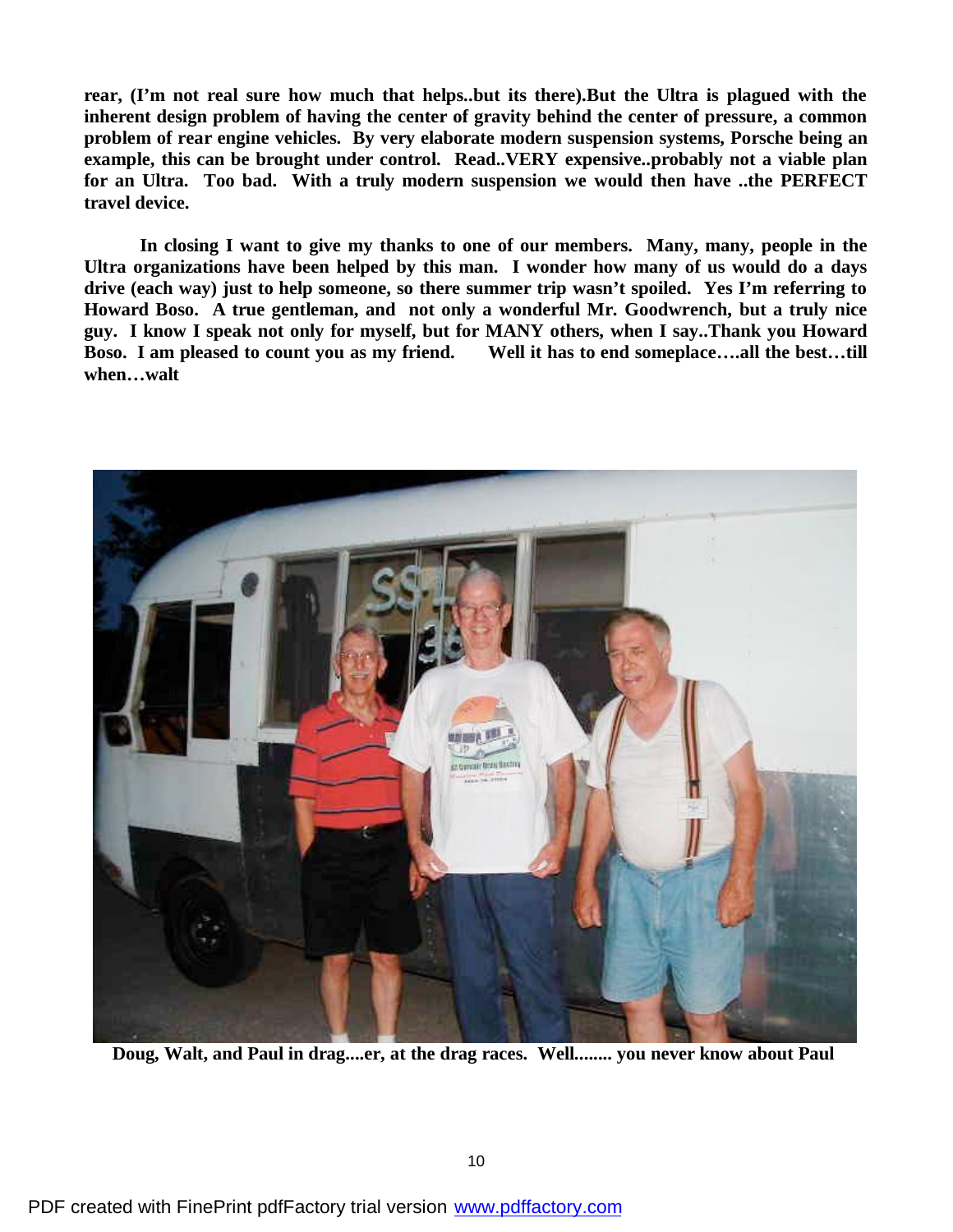**rear, (I'm not real sure how much that helps..but its there).But the Ultra is plagued with the inherent design problem of having the center of gravity behind the center of pressure, a common problem of rear engine vehicles. By very elaborate modern suspension systems, Porsche being an example, this can be brought under control. Read..VERY expensive..probably not a viable plan for an Ultra. Too bad. With a truly modern suspension we would then have ..the PERFECT travel device.**

**In closing I want to give my thanks to one of our members. Many, many, people in the Ultra organizations have been helped by this man. I wonder how many of us would do a days drive (each way) just to help someone, so there summer trip wasn't spoiled. Yes I'm referring to Howard Boso. A true gentleman, and not only a wonderful Mr. Goodwrench, but a truly nice guy. I know I speak not only for myself, but for MANY others, when I say..Thank you Howard Boso. I am pleased to count you as my friend. Well it has to end someplace….all the best…till when…walt**

**Doug, Walt, and Paul in drag....er, at the drag races. Well........ you never know about Paul**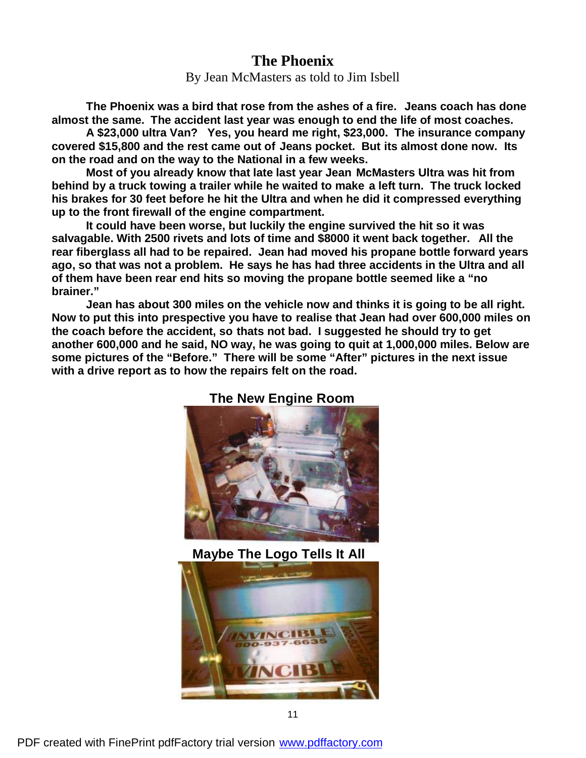# The Phoenix

By Jean McMasters as told to Jim Isbell

**The Phoenix was a bird that rose from the ashes of a fire. Jeans coach has done almost the same. The accident last year was enough to end the life of most coaches.**

**A $23,000 ultra Van? Yes, you heard me right, $23,000. The insurance company covered $15,800 and the rest came out of Jeans pocket. But its almost done now. Its on the road and on the way to the National in a few weeks.**

**Most of you already know that late last year Jean McMasters Ultra was hit from behind by a truck towing a trailer while he waited to make a left turn. The truck locked his brakes for 30 feet before he hit the Ultra and when he did it compressed everything up to the front firewall of the engine compartment.**

**It could have been worse, but luckily the engine survived the hit so it was salvagable. With 2500 rivets and lots of time and $8000 it went back together. All the rear fiberglass all had to be repaired. Jean had moved his propane bottle forward years ago, so that was not a problem. He says he has had three accidents in the Ultra and all of them have been rear end hits so moving the propane bottle seemed like a "no brainer."**

**Jean has about 300 miles on the vehicle now and thinks it is going to be all right. Now to put this into prespective you have to realise that Jean had over 600,000 miles on the coach before the accident, so thats not bad. I suggested he should try to get another 600,000 and he said, NO way, he was going to quit at 1,000,000 miles. Below are some pictures of the "Before." There will be some "After" pictures in the next issue with a drive report as to how the repairs felt on the road.**

**The New Engine Room**

**Maybe The Logo Tells It All**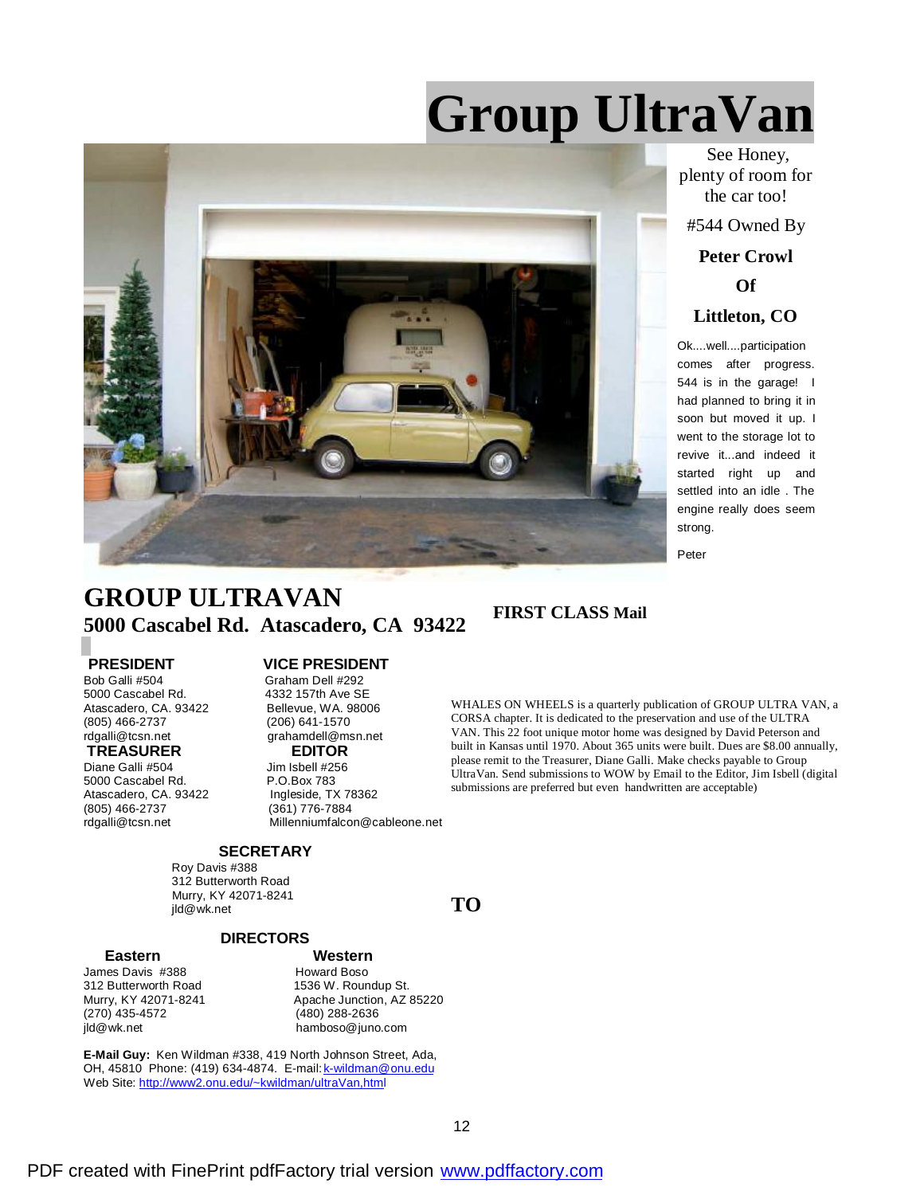# Group UltraVan

See Honey, plenty of room for the car too!

#544 Owned By

**Peter Crowl**

**Of**

**Littleton, CO**

Ok....well....participation comes after progress. 544 is in the garage! I had planned to bring it in soon but moved it up. I went to the storage lot to revive it...and indeed it started right up and settled into an idle . The engine really does seem strong.

Peter

## GROUP ULTRAVAN
### 5000 Cascabel Rd. Atascadero, CA 93422

**FIRST CLASS Mail**

**PRESIDENT**
Bob Galli #504
5000 Cascabel Rd.
Atascadero, CA. 93422
(805) 466-2737
rdgalli@tcsn.net

**VICE PRESIDENT**
Graham Dell #292
4332 157th Ave SE
Bellevue, WA. 98006
(206) 641-1570
grahamdell@msn.net

**TREASURER**
Diane Galli #504
5000 Cascabel Rd.
Atascadero, CA. 93422
(805) 466-2737
rdgalli@tcsn.net

**EDITOR**
Jim Isbell #256
P.O.Box 783
Ingleside, TX 78362
(361) 776-7884
Millenniumfalcon@cableone.net

**SECRETARY**
Roy Davis #388
312 Butterworth Road
Murry, KY 42071-8241
jld@wk.net

**DIRECTORS**

**Eastern**
James Davis #388
312 Butterworth Road
Murry, KY 42071-8241
(270) 435-4572
jld@wk.net

**Western**
Howard Boso
1536 W. Roundup St.
Apache Junction, AZ 85220
(480) 288-2636
hamboso@juno.com

**E-Mail Guy:** Ken Wildman #338, 419 North Johnson Street, Ada, OH, 45810 Phone: (419) 634-4874. E-mail: k-wildman@onu.edu
Web Site: http://www2.onu.edu/~kwildman/ultraVan,html

WHALES ON WHEELS is a quarterly publication of GROUP ULTRA VAN, a CORSA chapter. It is dedicated to the preservation and use of the ULTRA VAN. This 22 foot unique motor home was designed by David Peterson and built in Kansas until 1970. About 365 units were built. Dues are $8.00 annually, please remit to the Treasurer, Diane Galli. Make checks payable to Group UltraVan. Send submissions to WOW by Email to the Editor, Jim Isbell (digital submissions are preferred but even handwritten are acceptable)

**TO**